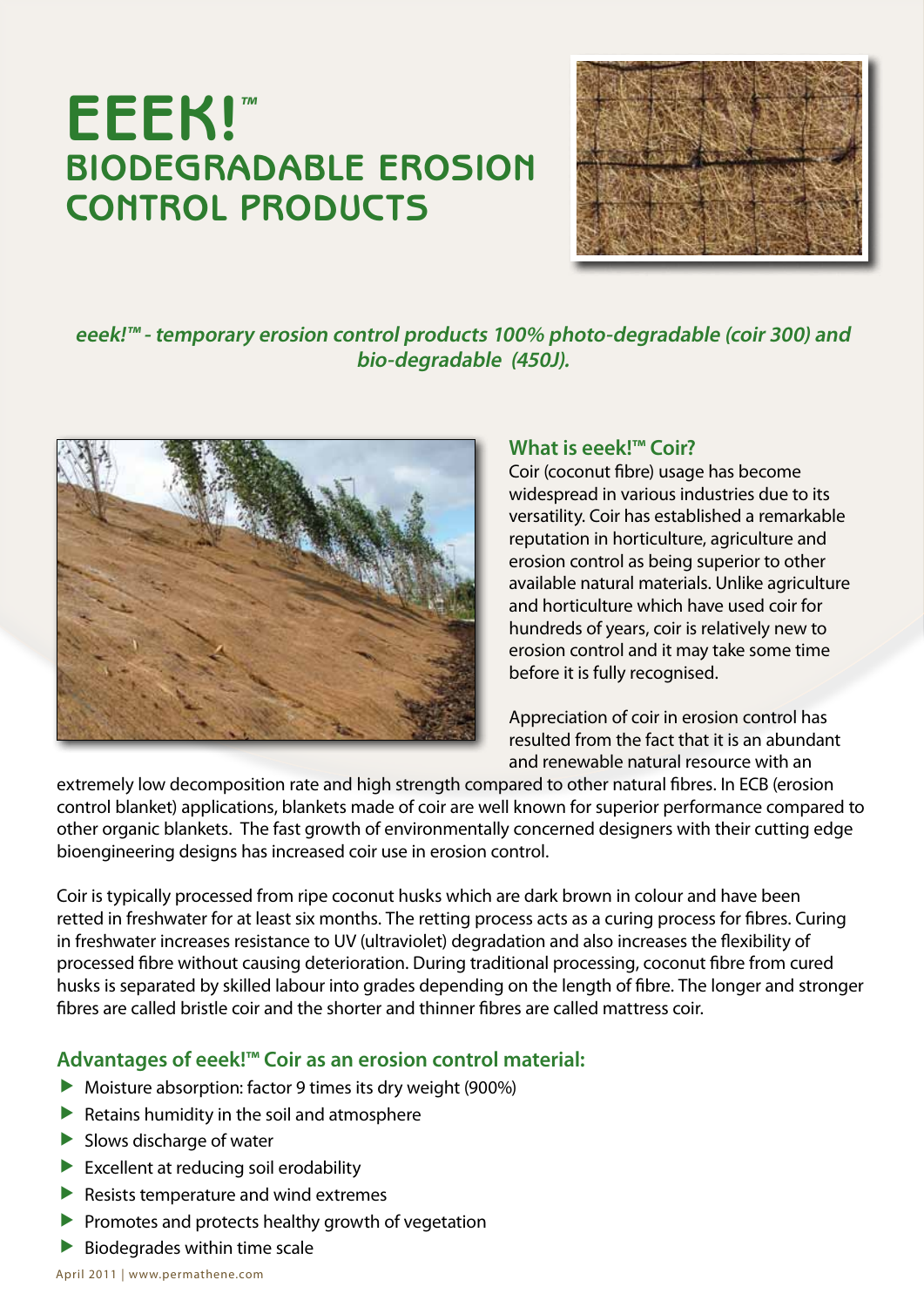# EEEK!™ BIODEGRADABLE EROSION CONTROL PRODUCTS

***eeek!™ - temporary erosion control products 100% photo-degradable (coir 300) and bio-degradable (450J).***

## What is eeek!™ Coir?

Coir (coconut fibre) usage has become widespread in various industries due to its versatility. Coir has established a remarkable reputation in horticulture, agriculture and erosion control as being superior to other available natural materials. Unlike agriculture and horticulture which have used coir for hundreds of years, coir is relatively new to erosion control and it may take some time before it is fully recognised.

Appreciation of coir in erosion control has resulted from the fact that it is an abundant and renewable natural resource with an extremely low decomposition rate and high strength compared to other natural fibres. In ECB (erosion control blanket) applications, blankets made of coir are well known for superior performance compared to other organic blankets. The fast growth of environmentally concerned designers with their cutting edge bioengineering designs has increased coir use in erosion control.

Coir is typically processed from ripe coconut husks which are dark brown in colour and have been retted in freshwater for at least six months. The retting process acts as a curing process for fibres. Curing in freshwater increases resistance to UV (ultraviolet) degradation and also increases the flexibility of processed fibre without causing deterioration. During traditional processing, coconut fibre from cured husks is separated by skilled labour into grades depending on the length of fibre. The longer and stronger fibres are called bristle coir and the shorter and thinner fibres are called mattress coir.

## Advantages of eeek!™ Coir as an erosion control material:

- Moisture absorption: factor 9 times its dry weight (900%)
- Retains humidity in the soil and atmosphere
- Slows discharge of water
- Excellent at reducing soil erodability
- Resists temperature and wind extremes
- Promotes and protects healthy growth of vegetation
- Biodegrades within time scale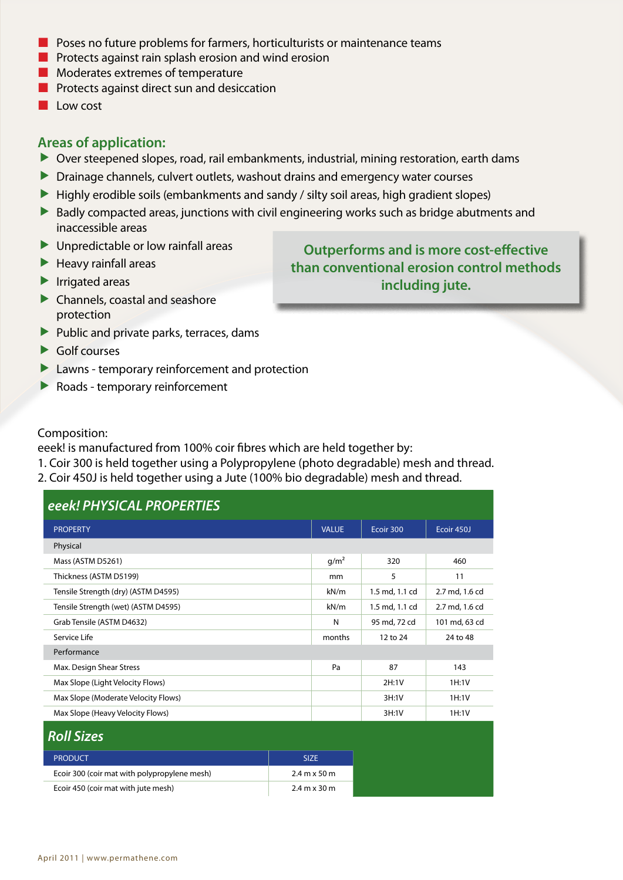- Poses no future problems for farmers, horticulturists or maintenance teams
- Protects against rain splash erosion and wind erosion
- Moderates extremes of temperature
- Protects against direct sun and desiccation
- Low cost

## Areas of application:

- Over steepened slopes, road, rail embankments, industrial, mining restoration, earth dams
- Drainage channels, culvert outlets, washout drains and emergency water courses
- Highly erodible soils (embankments and sandy / silty soil areas, high gradient slopes)
- Badly compacted areas, junctions with civil engineering works such as bridge abutments and inaccessible areas
- Unpredictable or low rainfall areas
- Heavy rainfall areas
- Irrigated areas
- Channels, coastal and seashore protection
- Public and private parks, terraces, dams
- Golf courses
- Lawns - temporary reinforcement and protection
- Roads - temporary reinforcement

**Outperforms and is more cost-effective than conventional erosion control methods including jute.**

Composition:
eeek! is manufactured from 100% coir fibres which are held together by:
1. Coir 300 is held together using a Polypropylene (photo degradable) mesh and thread.
2. Coir 450J is held together using a Jute (100% bio degradable) mesh and thread.

## *eeek! PHYSICAL PROPERTIES*

| PROPERTY | VALUE | Ecoir 300 | Ecoir 450J |
|---|---|---|---|
| Physical | | | |
| Mass (ASTM D5261) | $g/m^2$ | 320 | 460 |
| Thickness (ASTM D5199) | mm | 5 | 11 |
| Tensile Strength (dry) (ASTM D4595) | kN/m | 1.5 md, 1.1 cd | 2.7 md, 1.6 cd |
| Tensile Strength (wet) (ASTM D4595) | kN/m | 1.5 md, 1.1 cd | 2.7 md, 1.6 cd |
| Grab Tensile (ASTM D4632) | N | 95 md, 72 cd | 101 md, 63 cd |
| Service Life | months | 12 to 24 | 24 to 48 |
| Performance | | | |
| Max. Design Shear Stress | Pa | 87 | 143 |
| Max Slope (Light Velocity Flows) | | 2H:1V | 1H:1V |
| Max Slope (Moderate Velocity Flows) | | 3H:1V | 1H:1V |
| Max Slope (Heavy Velocity Flows) | | 3H:1V | 1H:1V |

## *Roll Sizes*

| PRODUCT | SIZE |
|---|---|
| Ecoir 300 (coir mat with polypropylene mesh) | 2.4 m x 50 m |
| Ecoir 450 (coir mat with jute mesh) | 2.4 m x 30 m |

April 2011 | www.permathene.com